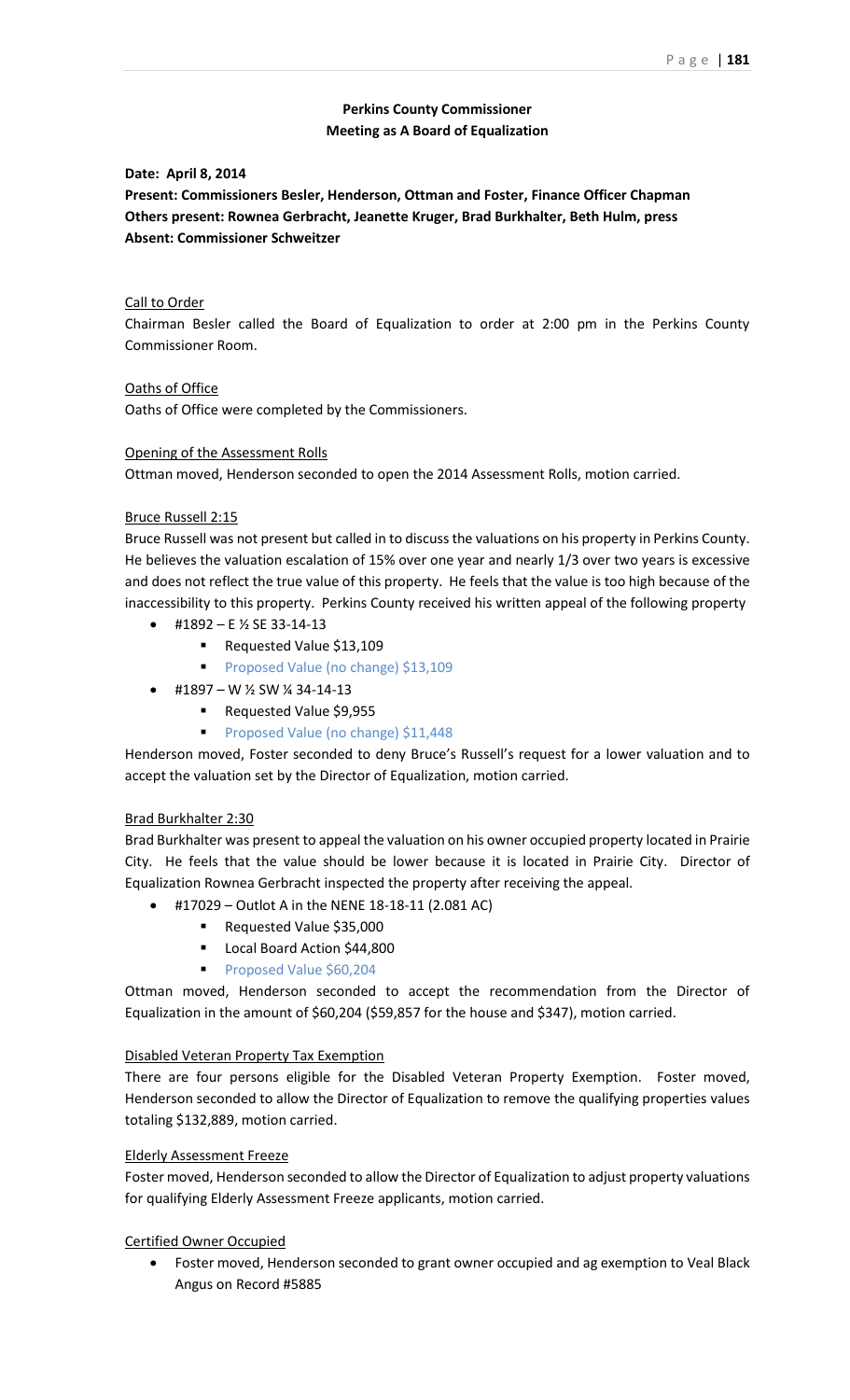# Perkins County Commissioner
## Meeting as A Board of Equalization

**Date: April 8, 2014**

**Present: Commissioners Besler, Henderson, Ottman and Foster, Finance Officer Chapman**
**Others present: Rownea Gerbracht, Jeanette Kruger, Brad Burkhalter, Beth Hulm, press**
**Absent: Commissioner Schweitzer**

### Call to Order

Chairman Besler called the Board of Equalization to order at 2:00 pm in the Perkins County Commissioner Room.

### Oaths of Office

Oaths of Office were completed by the Commissioners.

### Opening of the Assessment Rolls

Ottman moved, Henderson seconded to open the 2014 Assessment Rolls, motion carried.

### Bruce Russell 2:15

Bruce Russell was not present but called in to discuss the valuations on his property in Perkins County. He believes the valuation escalation of 15% over one year and nearly 1/3 over two years is excessive and does not reflect the true value of this property. He feels that the value is too high because of the inaccessibility to this property. Perkins County received his written appeal of the following property

- #1892 – E ½ SE 33-14-13
  - Requested Value $13,109
  - Proposed Value (no change) $13,109
- #1897 – W ½ SW ¼ 34-14-13
  - Requested Value $9,955
  - Proposed Value (no change) $11,448

Henderson moved, Foster seconded to deny Bruce's Russell's request for a lower valuation and to accept the valuation set by the Director of Equalization, motion carried.

### Brad Burkhalter 2:30

Brad Burkhalter was present to appeal the valuation on his owner occupied property located in Prairie City. He feels that the value should be lower because it is located in Prairie City. Director of Equalization Rownea Gerbracht inspected the property after receiving the appeal.

- #17029 – Outlot A in the NENE 18-18-11 (2.081 AC)
  - Requested Value $35,000
  - Local Board Action $44,800
  - Proposed Value $60,204

Ottman moved, Henderson seconded to accept the recommendation from the Director of Equalization in the amount of $60,204 ($59,857 for the house and $347), motion carried.

### Disabled Veteran Property Tax Exemption

There are four persons eligible for the Disabled Veteran Property Exemption. Foster moved, Henderson seconded to allow the Director of Equalization to remove the qualifying properties values totaling $132,889, motion carried.

### Elderly Assessment Freeze

Foster moved, Henderson seconded to allow the Director of Equalization to adjust property valuations for qualifying Elderly Assessment Freeze applicants, motion carried.

### Certified Owner Occupied

- Foster moved, Henderson seconded to grant owner occupied and ag exemption to Veal Black Angus on Record #5885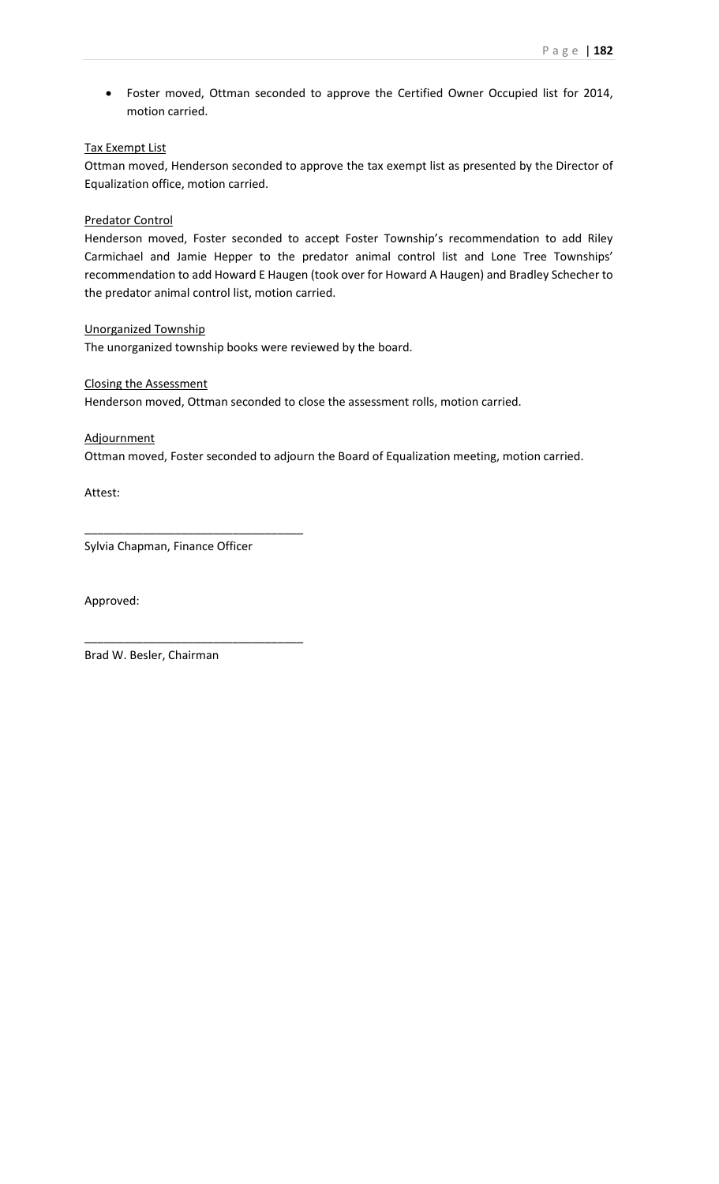- Foster moved, Ottman seconded to approve the Certified Owner Occupied list for 2014, motion carried.

<u>Tax Exempt List</u>

Ottman moved, Henderson seconded to approve the tax exempt list as presented by the Director of Equalization office, motion carried.

<u>Predator Control</u>

Henderson moved, Foster seconded to accept Foster Township's recommendation to add Riley Carmichael and Jamie Hepper to the predator animal control list and Lone Tree Townships' recommendation to add Howard E Haugen (took over for Howard A Haugen) and Bradley Schecher to the predator animal control list, motion carried.

<u>Unorganized Township</u>

The unorganized township books were reviewed by the board.

<u>Closing the Assessment</u>

Henderson moved, Ottman seconded to close the assessment rolls, motion carried.

<u>Adjournment</u>

Ottman moved, Foster seconded to adjourn the Board of Equalization meeting, motion carried.

Attest:

_________________________________

Sylvia Chapman, Finance Officer

Approved:

_________________________________

Brad W. Besler, Chairman